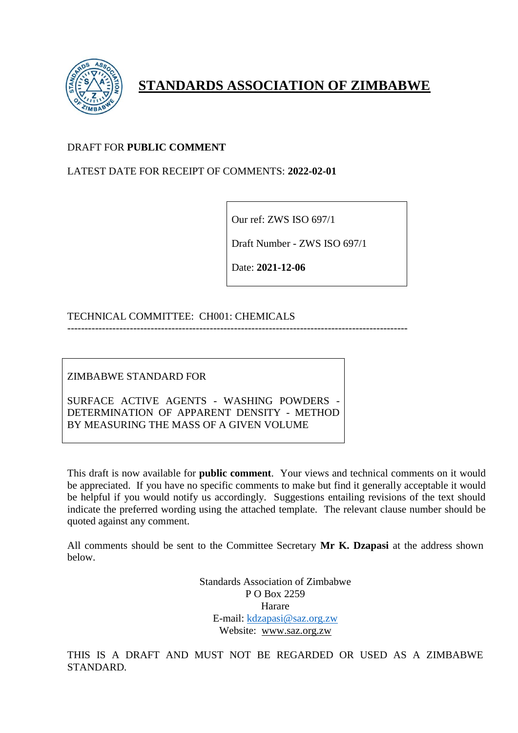# STANDARDS ASSOCIATION OF ZIMBABWE

DRAFT FOR **PUBLIC COMMENT**

LATEST DATE FOR RECEIPT OF COMMENTS: **2022-02-01**

Our ref: ZWS ISO 697/1

Draft Number - ZWS ISO 697/1

Date: **2021-12-06**

TECHNICAL COMMITTEE: CH001: CHEMICALS

---

ZIMBABWE STANDARD FOR

SURFACE ACTIVE AGENTS - WASHING POWDERS - DETERMINATION OF APPARENT DENSITY - METHOD BY MEASURING THE MASS OF A GIVEN VOLUME

This draft is now available for **public comment**. Your views and technical comments on it would be appreciated. If you have no specific comments to make but find it generally acceptable it would be helpful if you would notify us accordingly. Suggestions entailing revisions of the text should indicate the preferred wording using the attached template. The relevant clause number should be quoted against any comment.

All comments should be sent to the Committee Secretary **Mr K. Dzapasi** at the address shown below.

Standards Association of Zimbabwe
P O Box 2259
Harare
E-mail: kdzapasi@saz.org.zw
Website: www.saz.org.zw

THIS IS A DRAFT AND MUST NOT BE REGARDED OR USED AS A ZIMBABWE STANDARD.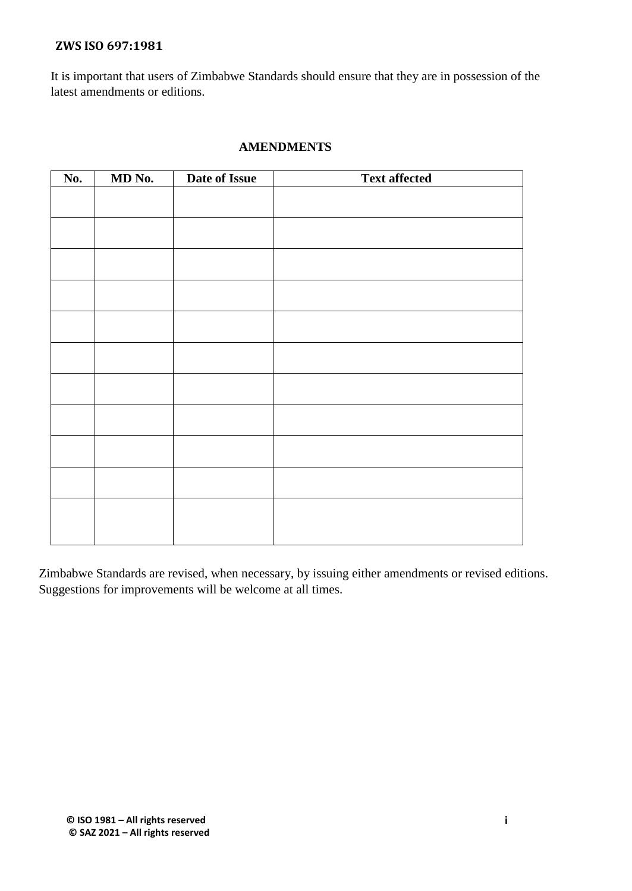It is important that users of Zimbabwe Standards should ensure that they are in possession of the latest amendments or editions.

**AMENDMENTS**

| No. | MD No. | Date of Issue | Text affected |
|---|---|---|---|
| | | | |
| | | | |
| | | | |
| | | | |
| | | | |
| | | | |
| | | | |
| | | | |
| | | | |
| | | | |
| | | | |

Zimbabwe Standards are revised, when necessary, by issuing either amendments or revised editions. Suggestions for improvements will be welcome at all times.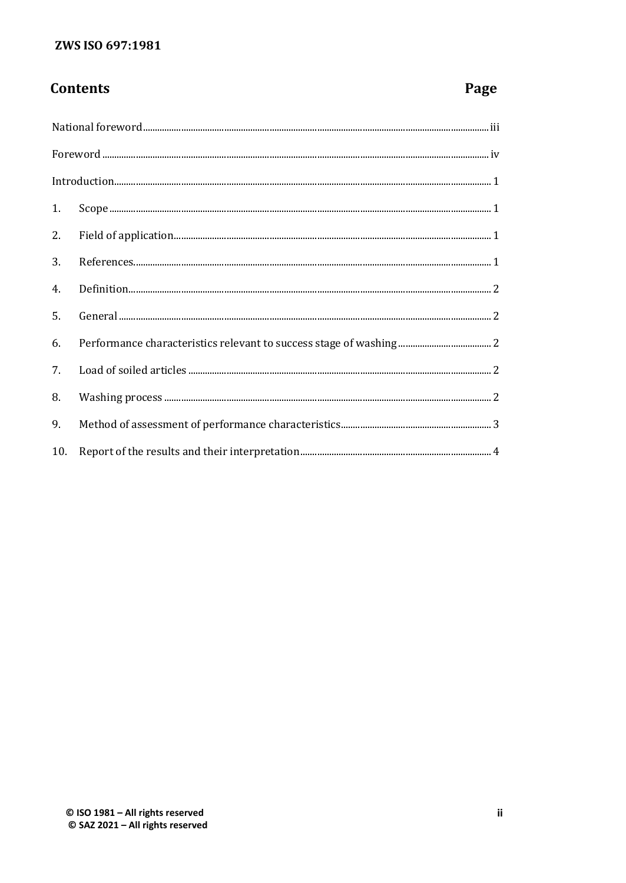# Contents

| | Page |
|---|---|
| National foreword | iii |
| Foreword | iv |
| Introduction | 1 |
| 1. Scope | 1 |
| 2. Field of application | 1 |
| 3. References | 1 |
| 4. Definition | 2 |
| 5. General | 2 |
| 6. Performance characteristics relevant to success stage of washing | 2 |
| 7. Load of soiled articles | 2 |
| 8. Washing process | 2 |
| 9. Method of assessment of performance characteristics | 3 |
| 10. Report of the results and their interpretation | 4 |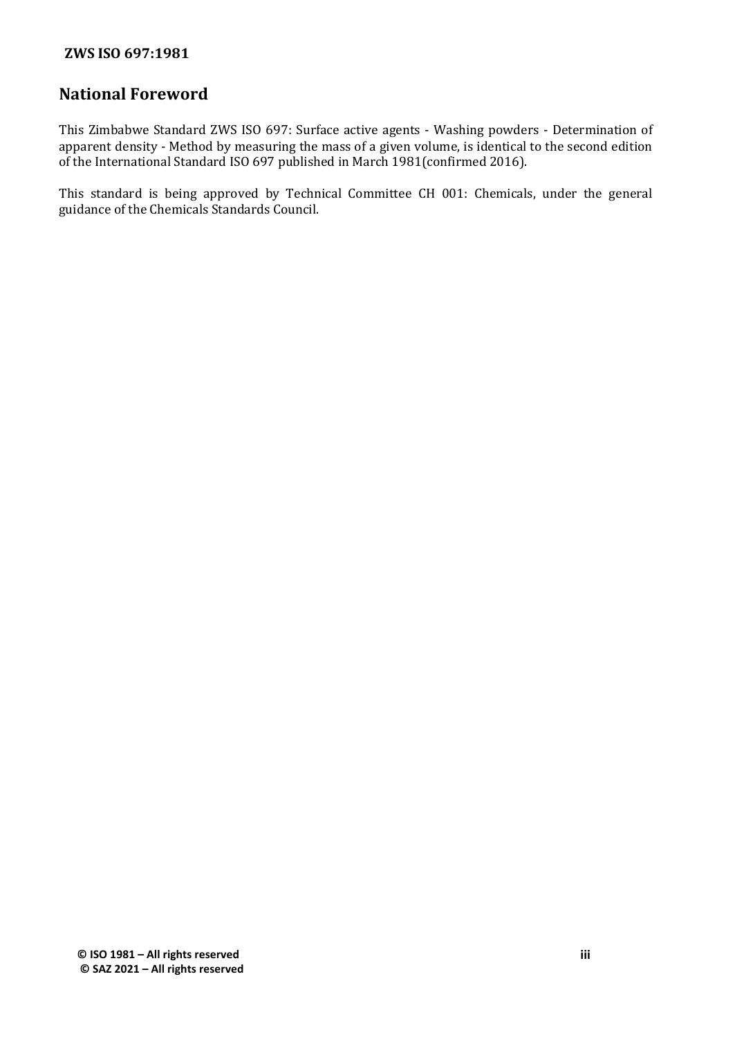## National Foreword

This Zimbabwe Standard ZWS ISO 697: Surface active agents - Washing powders - Determination of apparent density - Method by measuring the mass of a given volume, is identical to the second edition of the International Standard ISO 697 published in March 1981(confirmed 2016).

This standard is being approved by Technical Committee CH 001: Chemicals, under the general guidance of the Chemicals Standards Council.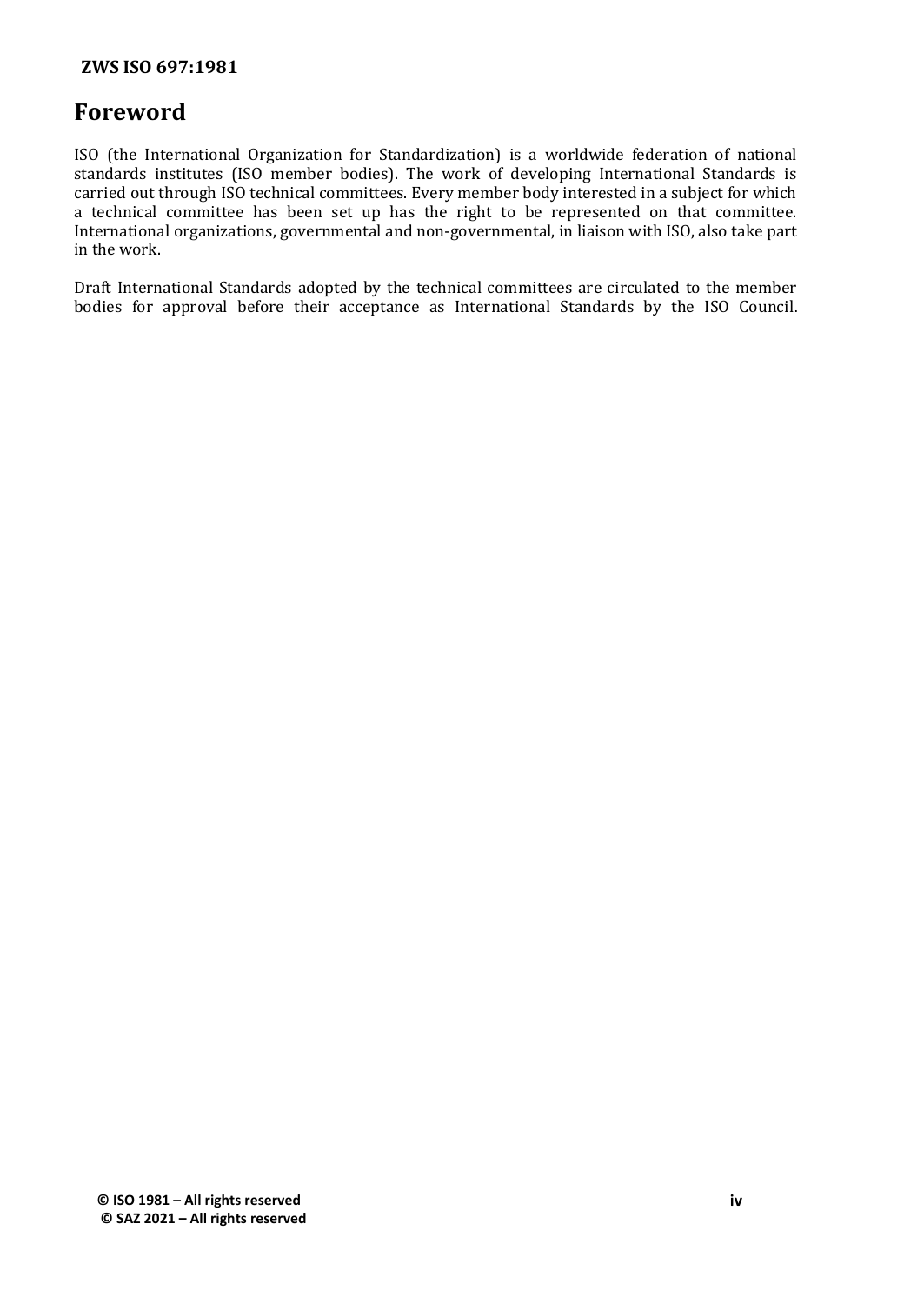# Foreword

ISO (the International Organization for Standardization) is a worldwide federation of national standards institutes (ISO member bodies). The work of developing International Standards is carried out through ISO technical committees. Every member body interested in a subject for which a technical committee has been set up has the right to be represented on that committee. International organizations, governmental and non-governmental, in liaison with ISO, also take part in the work.

Draft International Standards adopted by the technical committees are circulated to the member bodies for approval before their acceptance as International Standards by the ISO Council.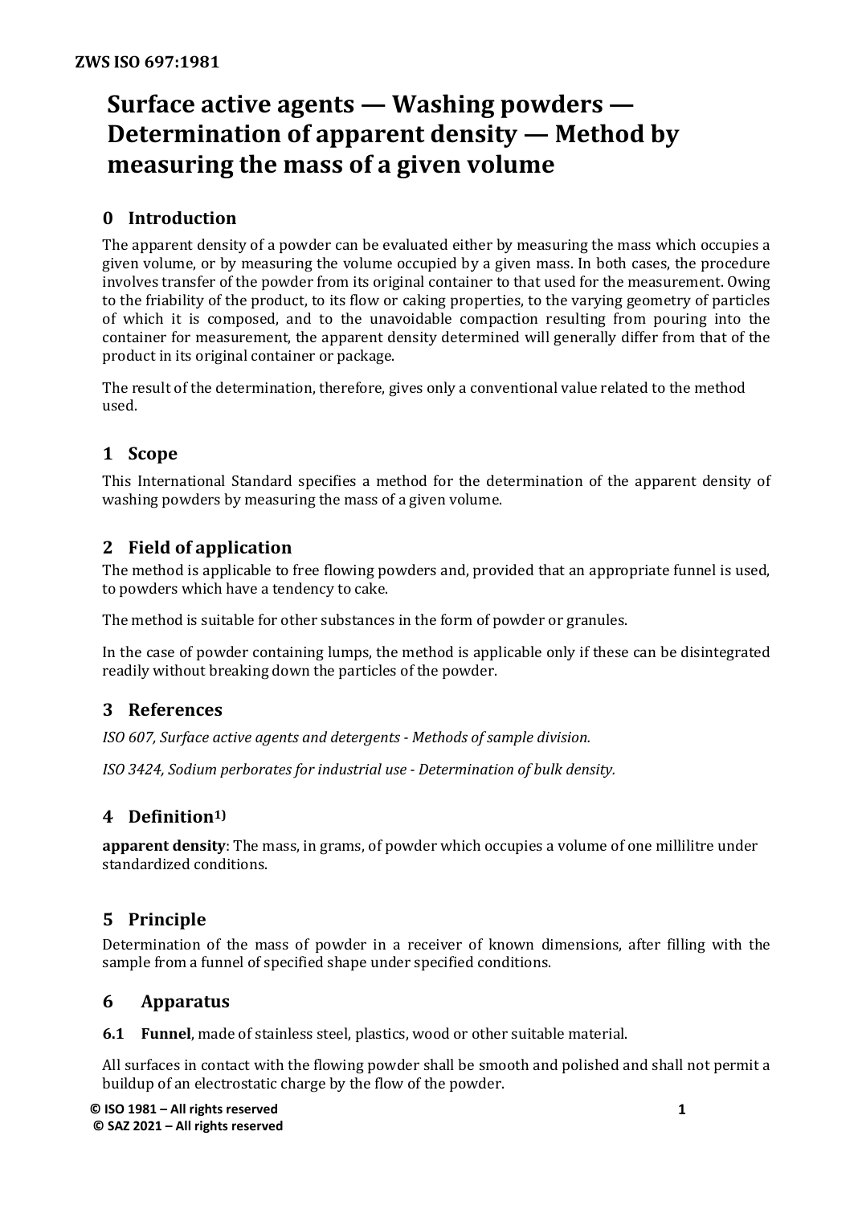# Surface active agents — Washing powders — Determination of apparent density — Method by measuring the mass of a given volume

## 0 Introduction

The apparent density of a powder can be evaluated either by measuring the mass which occupies a given volume, or by measuring the volume occupied by a given mass. In both cases, the procedure involves transfer of the powder from its original container to that used for the measurement. Owing to the friability of the product, to its flow or caking properties, to the varying geometry of particles of which it is composed, and to the unavoidable compaction resulting from pouring into the container for measurement, the apparent density determined will generally differ from that of the product in its original container or package.

The result of the determination, therefore, gives only a conventional value related to the method used.

## 1 Scope

This International Standard specifies a method for the determination of the apparent density of washing powders by measuring the mass of a given volume.

## 2 Field of application

The method is applicable to free flowing powders and, provided that an appropriate funnel is used, to powders which have a tendency to cake.

The method is suitable for other substances in the form of powder or granules.

In the case of powder containing lumps, the method is applicable only if these can be disintegrated readily without breaking down the particles of the powder.

## 3 References

*ISO 607, Surface active agents and detergents - Methods of sample division.*

*ISO 3424, Sodium perborates for industrial use - Determination of bulk density.*

## 4 Definition[1)]

**apparent density**: The mass, in grams, of powder which occupies a volume of one millilitre under standardized conditions.

## 5 Principle

Determination of the mass of powder in a receiver of known dimensions, after filling with the sample from a funnel of specified shape under specified conditions.

## 6 Apparatus

**6.1 Funnel**, made of stainless steel, plastics, wood or other suitable material.

All surfaces in contact with the flowing powder shall be smooth and polished and shall not permit a buildup of an electrostatic charge by the flow of the powder.